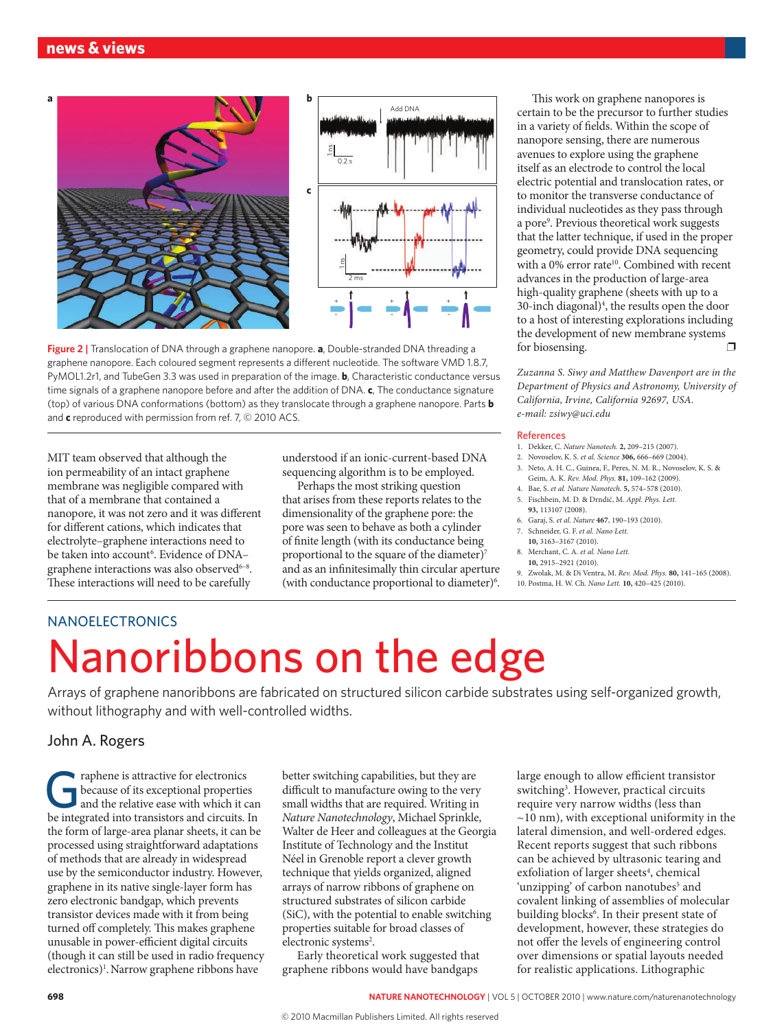Figure 2 | Translocation of DNA through a graphene nanopore. **a**, Double-stranded DNA threading a graphene nanopore. Each coloured segment represents a different nucleotide. The software VMD 1.8.7, PyMOL1.2r1, and TubeGen 3.3 was used in preparation of the image. **b**, Characteristic conductance versus time signals of a graphene nanopore before and after the addition of DNA. **c**, The conductance signature (top) of various DNA conformations (bottom) as they translocate through a graphene nanopore. Parts **b** and **c** reproduced with permission from ref. 7, © 2010 ACS.

MIT team observed that although the ion permeability of an intact graphene membrane was negligible compared with that of a membrane that contained a nanopore, it was not zero and it was different for different cations, which indicates that electrolyte–graphene interactions need to be taken into account[6]. Evidence of DNA–graphene interactions was also observed[6–8]. These interactions will need to be carefully understood if an ionic-current-based DNA sequencing algorithm is to be employed.

Perhaps the most striking question that arises from these reports relates to the dimensionality of the graphene pore: the pore was seen to behave as both a cylinder of finite length (with its conductance being proportional to the square of the diameter)[7] and as an infinitesimally thin circular aperture (with conductance proportional to diameter)[6].

This work on graphene nanopores is certain to be the precursor to further studies in a variety of fields. Within the scope of nanopore sensing, there are numerous avenues to explore using the graphene itself as an electrode to control the local electric potential and translocation rates, or to monitor the transverse conductance of individual nucleotides as they pass through a pore[9]. Previous theoretical work suggests that the latter technique, if used in the proper geometry, could provide DNA sequencing with a 0% error rate[10]. Combined with recent advances in the production of large-area high-quality graphene (sheets with up to a 30-inch diagonal)[4], the results open the door to a host of interesting explorations including the development of new membrane systems for biosensing. ❐

*Zuzanna S. Siwy and Matthew Davenport are in the Department of Physics and Astronomy, University of California, Irvine, California 92697, USA.*
*e-mail: zsiwy@uci.edu*

## References

1. Dekker, C. *Nature Nanotech.* **2,** 209–215 (2007).
2. Novoselov, K. S. *et al. Science* **306,** 666–669 (2004).
3. Neto, A. H. C., Guinea, F., Peres, N. M. R., Novoselov, K. S. & Geim, A. K. *Rev. Mod. Phys.* **81,** 109–162 (2009).
4. Bae, S. *et al. Nature Nanotech.* **5,** 574–578 (2010).
5. Fischbein, M. D. & Drndić, M. *Appl. Phys. Lett.* **93,** 113107 (2008).
6. Garaj, S. *et al. Nature* **467,** 190–193 (2010).
7. Schneider, G. F. *et al. Nano Lett.* **10,** 3163–3167 (2010).
8. Merchant, C. A. *et al. Nano Lett.* **10,** 2915–2921 (2010).
9. Zwolak, M. & Di Ventra, M. *Rev. Mod. Phys.* **80,** 141–165 (2008).
10. Postma, H. W. Ch. *Nano Lett.* **10,** 420–425 (2010).

---

NANOELECTRONICS

# Nanoribbons on the edge

Arrays of graphene nanoribbons are fabricated on structured silicon carbide substrates using self-organized growth, without lithography and with well-controlled widths.

### John A. Rogers

Graphene is attractive for electronics because of its exceptional properties and the relative ease with which it can be integrated into transistors and circuits. In the form of large-area planar sheets, it can be processed using straightforward adaptations of methods that are already in widespread use by the semiconductor industry. However, graphene in its native single-layer form has zero electronic bandgap, which prevents transistor devices made with it from being turned off completely. This makes graphene unusable in power-efficient digital circuits (though it can still be used in radio frequency electronics)[1]. Narrow graphene ribbons have better switching capabilities, but they are difficult to manufacture owing to the very small widths that are required. Writing in *Nature Nanotechnology*, Michael Sprinkle, Walter de Heer and colleagues at the Georgia Institute of Technology and the Institut Néel in Grenoble report a clever growth technique that yields organized, aligned arrays of narrow ribbons of graphene on structured substrates of silicon carbide (SiC), with the potential to enable switching properties suitable for broad classes of electronic systems[2].

Early theoretical work suggested that graphene ribbons would have bandgaps large enough to allow efficient transistor switching[3]. However, practical circuits require very narrow widths (less than ~10 nm), with exceptional uniformity in the lateral dimension, and well-ordered edges. Recent reports suggest that such ribbons can be achieved by ultrasonic tearing and exfoliation of larger sheets[4], chemical 'unzipping' of carbon nanotubes[5] and covalent linking of assemblies of molecular building blocks[6]. In their present state of development, however, these strategies do not offer the levels of engineering control over dimensions or spatial layouts needed for realistic applications. Lithographic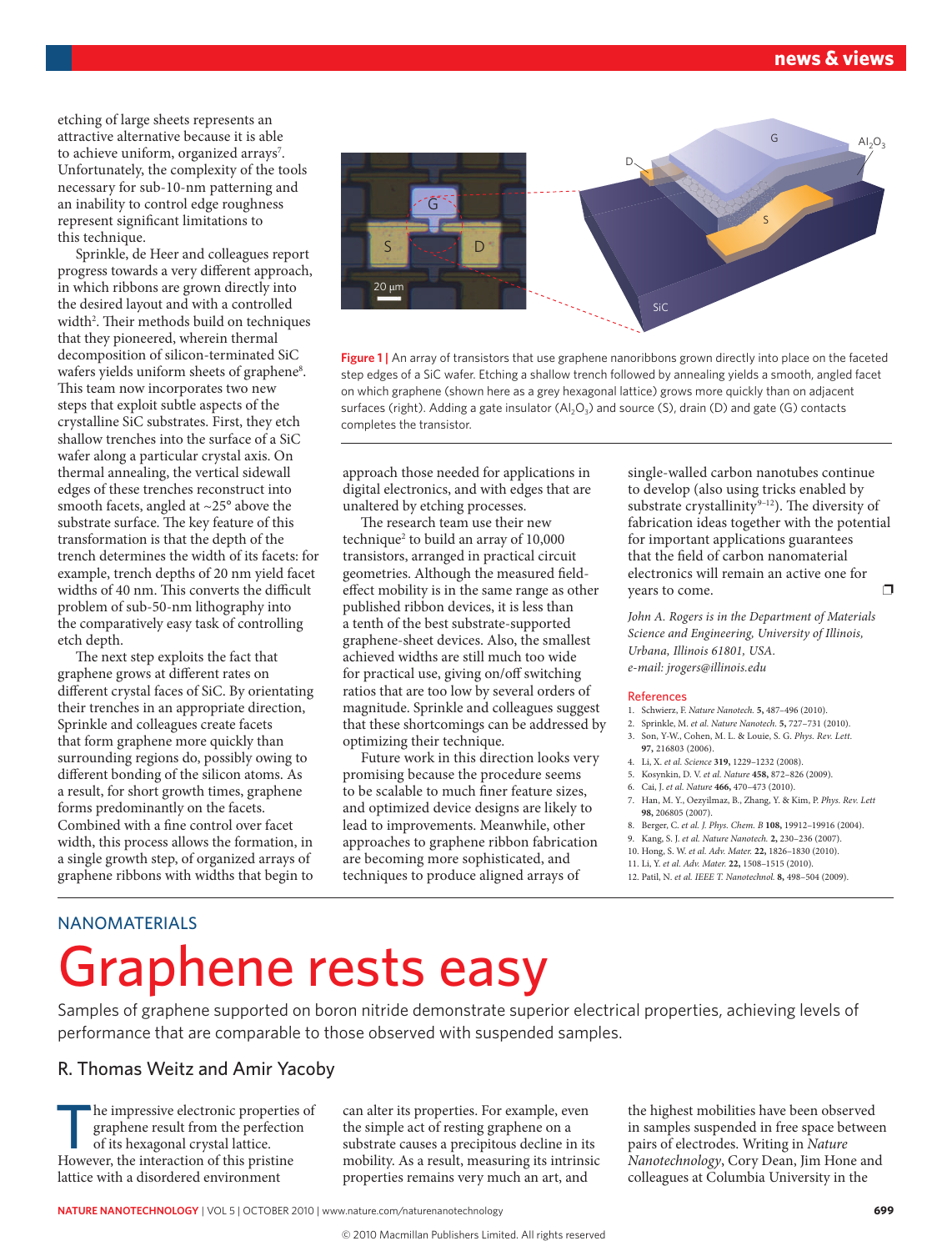etching of large sheets represents an attractive alternative because it is able to achieve uniform, organized arrays[7]. Unfortunately, the complexity of the tools necessary for sub-10-nm patterning and an inability to control edge roughness represent significant limitations to this technique.

Sprinkle, de Heer and colleagues report progress towards a very different approach, in which ribbons are grown directly into the desired layout and with a controlled width[2]. Their methods build on techniques that they pioneered, wherein thermal decomposition of silicon-terminated SiC wafers yields uniform sheets of graphene[8]. This team now incorporates two new steps that exploit subtle aspects of the crystalline SiC substrates. First, they etch shallow trenches into the surface of a SiC wafer along a particular crystal axis. On thermal annealing, the vertical sidewall edges of these trenches reconstruct into smooth facets, angled at ~25° above the substrate surface. The key feature of this transformation is that the depth of the trench determines the width of its facets: for example, trench depths of 20 nm yield facet widths of 40 nm. This converts the difficult problem of sub-50-nm lithography into the comparatively easy task of controlling etch depth.

The next step exploits the fact that graphene grows at different rates on different crystal faces of SiC. By orienting their trenches in an appropriate direction, Sprinkle and colleagues create facets that form graphene more quickly than surrounding regions do, possibly owing to different bonding of the silicon atoms. As a result, for short growth times, graphene forms predominantly on the facets. Combined with a fine control over facet width, this process allows the formation, in a single growth step, of organized arrays of graphene ribbons with widths that begin to approach those needed for applications in digital electronics, and with edges that are unaltered by etching processes.

G
S
D
20 μm
D
G
$Al_2O_3$
S
SiC

**Figure 1 |** An array of transistors that use graphene nanoribbons grown directly into place on the faceted step edges of a SiC wafer. Etching a shallow trench followed by annealing yields a smooth, angled facet on which graphene (shown here as a grey hexagonal lattice) grows more quickly than on adjacent surfaces (right). Adding a gate insulator ($Al_2O_3$) and source (S), drain (D) and gate (G) contacts completes the transistor.

The research team use their new technique[2] to build an array of 10,000 transistors, arranged in practical circuit geometries. Although the measured field-effect mobility is in the same range as other published ribbon devices, it is less than a tenth of the best substrate-supported graphene-sheet devices. Also, the smallest achieved widths are still much too wide for practical use, giving on/off switching ratios that are too low by several orders of magnitude. Sprinkle and colleagues suggest that these shortcomings can be addressed by optimizing their technique.

Future work in this direction looks very promising because the procedure seems to be scalable to much finer feature sizes, and optimized device designs are likely to lead to improvements. Meanwhile, other approaches to graphene ribbon fabrication are becoming more sophisticated, and techniques to produce aligned arrays of single-walled carbon nanotubes continue to develop (also using tricks enabled by substrate crystallinity[9–12]). The diversity of fabrication ideas together with the potential for important applications guarantees that the field of carbon nanomaterial electronics will remain an active one for years to come. ❐

*John A. Rogers is in the Department of Materials Science and Engineering, University of Illinois, Urbana, Illinois 61801, USA.*
*e-mail: jrogers@illinois.edu*

### References

1. Schwierz, F. *Nature Nanotech.* **5,** 487–496 (2010).
2. Sprinkle, M. *et al. Nature Nanotech.* **5,** 727–731 (2010).
3. Son, Y-W., Cohen, M. L. & Louie, S. G. *Phys. Rev. Lett.* **97,** 216803 (2006).
4. Li, X. *et al. Science* **319,** 1229–1232 (2008).
5. Kosynkin, D. V. *et al. Nature* **458,** 872–826 (2009).
6. Cai, J. *et al. Nature* **466,** 470–473 (2010).
7. Han, M. Y., Oezyilmaz, B., Zhang, Y. & Kim, P. *Phys. Rev. Lett* **98,** 206805 (2007).
8. Berger, C. *et al. J. Phys. Chem. B* **108,** 19912–19916 (2004).
9. Kang, S. J. *et al. Nature Nanotech.* **2,** 230–236 (2007).
10. Hong, S. W. *et al. Adv. Mater.* **22,** 1826–1830 (2010).
11. Li, Y. *et al. Adv. Mater.* **22,** 1508–1515 (2010).
12. Patil, N. *et al. IEEE T. Nanotechnol.* **8,** 498–504 (2009).

NANOMATERIALS

# Graphene rests easy

Samples of graphene supported on boron nitride demonstrate superior electrical properties, achieving levels of performance that are comparable to those observed with suspended samples.

## R. Thomas Weitz and Amir Yacoby

The impressive electronic properties of graphene result from the perfection of its hexagonal crystal lattice. However, the interaction of this pristine lattice with a disordered environment can alter its properties. For example, even the simple act of resting graphene on a substrate causes a precipitous decline in its mobility. As a result, measuring its intrinsic properties remains very much an art, and the highest mobilities have been observed in samples suspended in free space between pairs of electrodes. Writing in *Nature Nanotechnology*, Cory Dean, Jim Hone and colleagues at Columbia University in the